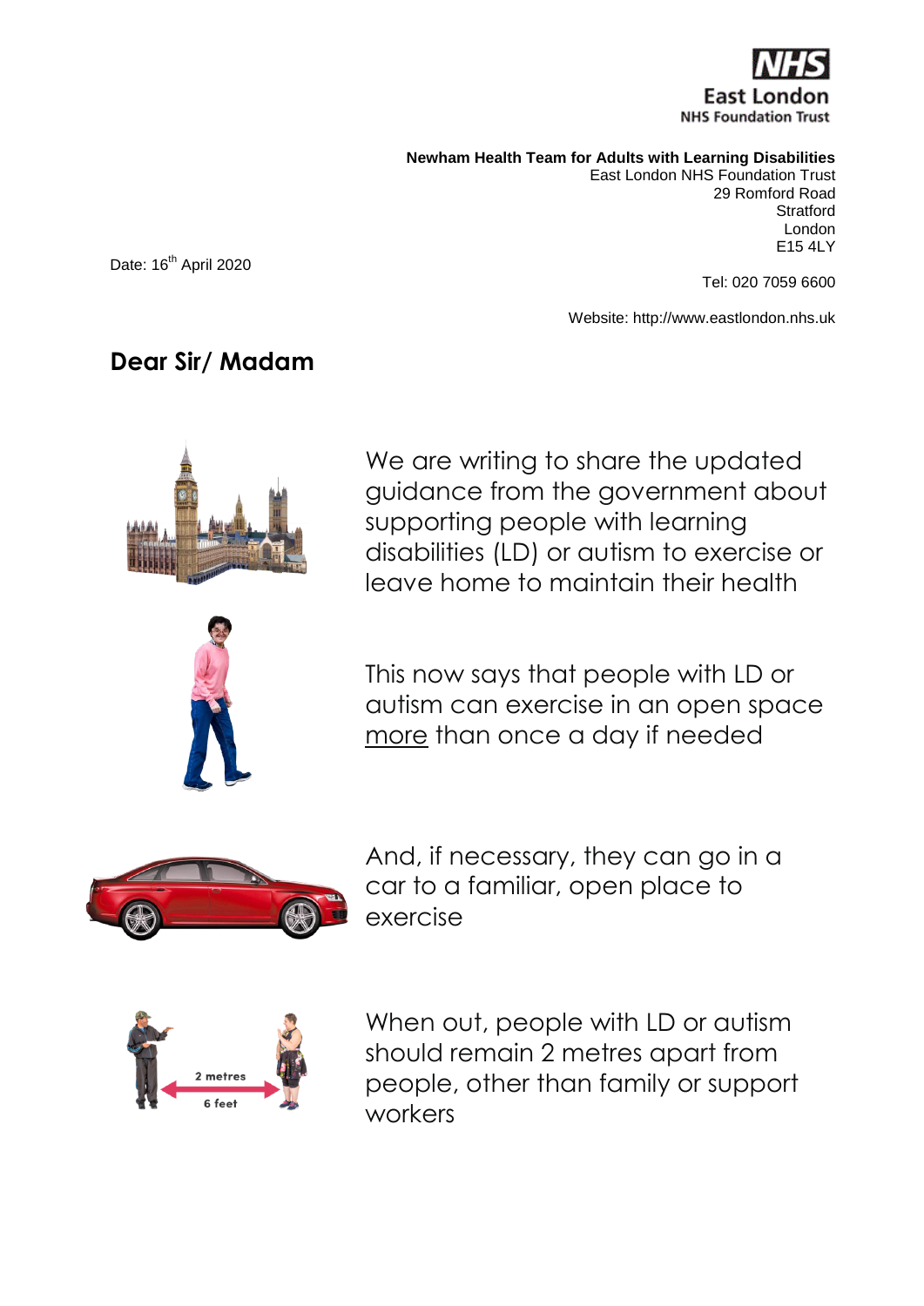NHS
East London
NHS Foundation Trust

**Newham Health Team for Adults with Learning Disabilities**
East London NHS Foundation Trust
29 Romford Road
Stratford
London
E15 4LY

Date: 16th April 2020

Tel: 020 7059 6600

Website: http://www.eastlondon.nhs.uk

## Dear Sir/ Madam

We are writing to share the updated guidance from the government about supporting people with learning disabilities (LD) or autism to exercise or leave home to maintain their health

This now says that people with LD or autism can exercise in an open space <u>more</u> than once a day if needed

And, if necessary, they can go in a car to a familiar, open place to exercise

When out, people with LD or autism should remain 2 metres apart from people, other than family or support workers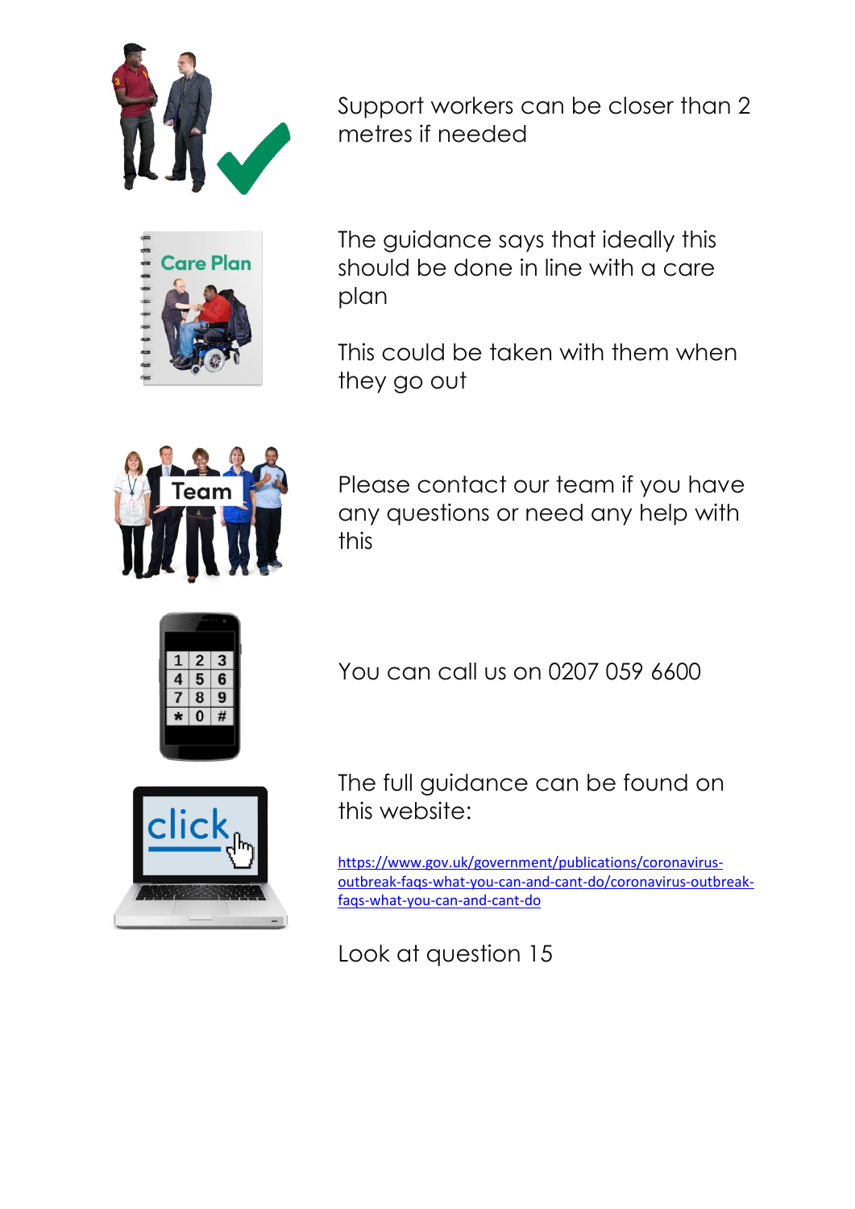Support workers can be closer than 2 metres if needed

The guidance says that ideally this should be done in line with a care plan

This could be taken with them when they go out

Please contact our team if you have any questions or need any help with this

You can call us on 0207 059 6600

The full guidance can be found on this website:

https://www.gov.uk/government/publications/coronavirus-outbreak-faqs-what-you-can-and-cant-do/coronavirus-outbreak-faqs-what-you-can-and-cant-do

Look at question 15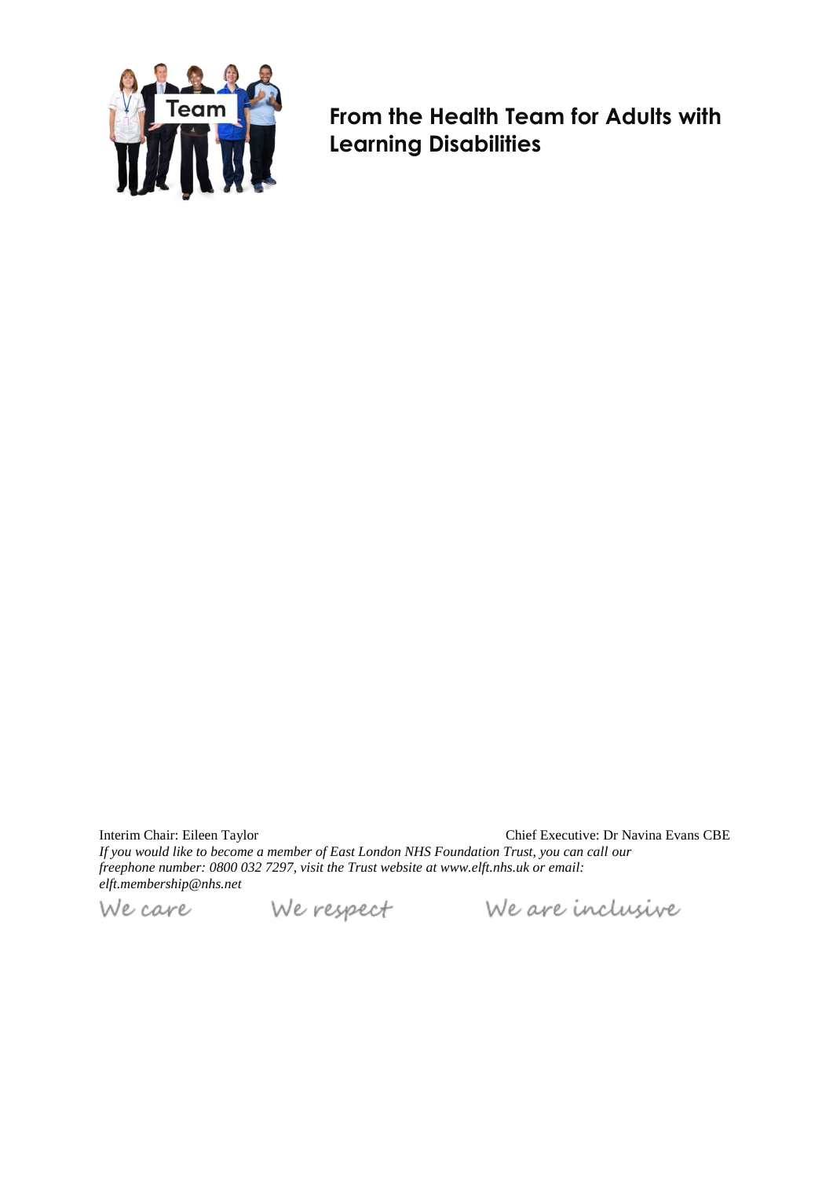**From the Health Team for Adults with Learning Disabilities**

Interim Chair: Eileen Taylor Chief Executive: Dr Navina Evans CBE

*If you would like to become a member of East London NHS Foundation Trust, you can call our freephone number: 0800 032 7297, visit the Trust website at www.elft.nhs.uk or email: elft.membership@nhs.net*

We care We respect We are inclusive